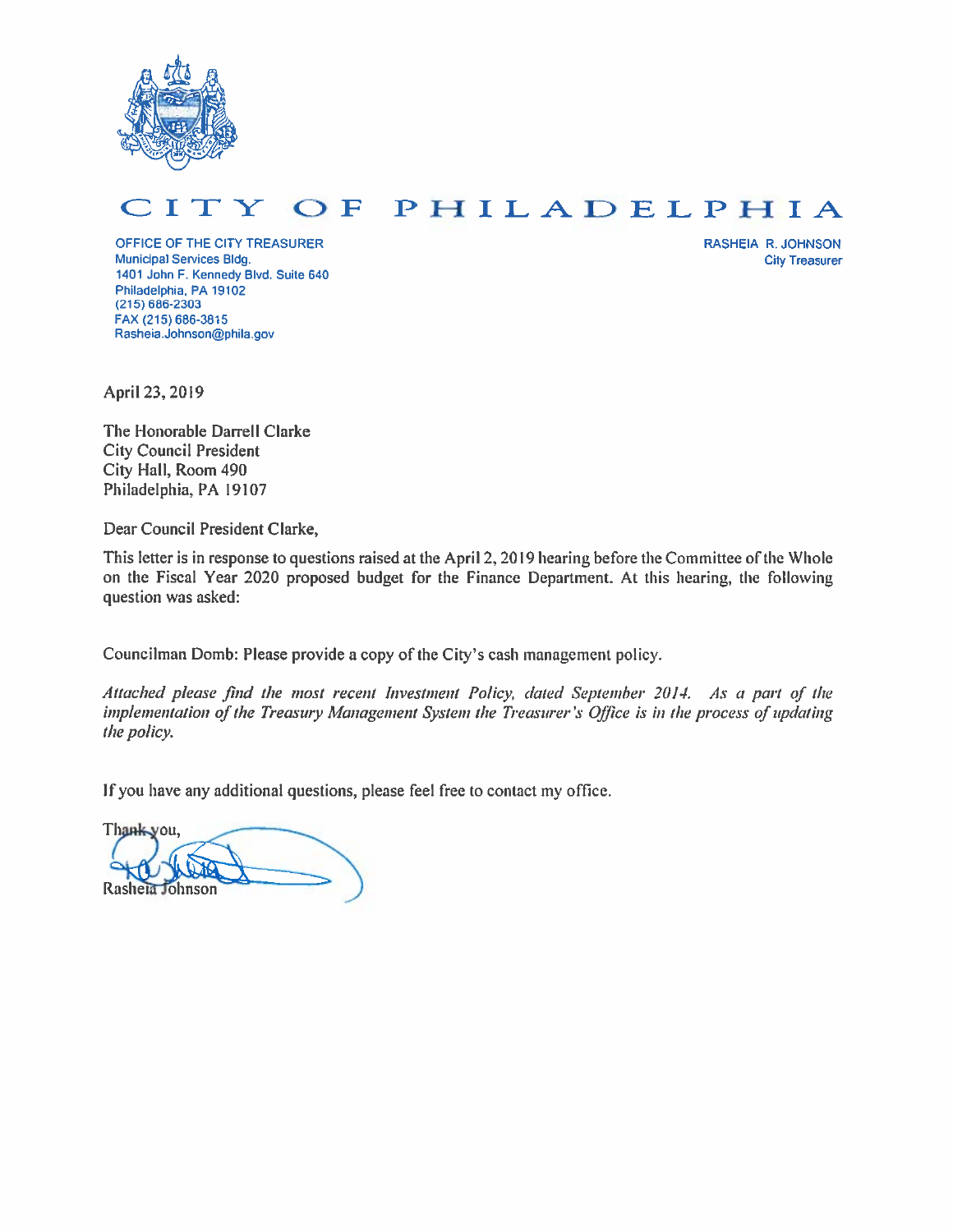# CITY OF PHILADELPHIA

OFFICE OF THE CITY TREASURER
Municipal Services Bldg.
1401 John F. Kennedy Blvd. Suite 640
Philadelphia, PA 19102
(215) 686-2303
FAX (215) 686-3815
Rasheia.Johnson@phila.gov

RASHEIA R. JOHNSON
City Treasurer

April 23, 2019

The Honorable Darrell Clarke
City Council President
City Hall, Room 490
Philadelphia, PA 19107

Dear Council President Clarke,

This letter is in response to questions raised at the April 2, 2019 hearing before the Committee of the Whole on the Fiscal Year 2020 proposed budget for the Finance Department. At this hearing, the following question was asked:

Councilman Domb: Please provide a copy of the City's cash management policy.

*Attached please find the most recent Investment Policy, dated September 2014. As a part of the implementation of the Treasury Management System the Treasurer's Office is in the process of updating the policy.*

If you have any additional questions, please feel free to contact my office.

Thank you,

Rasheia Johnson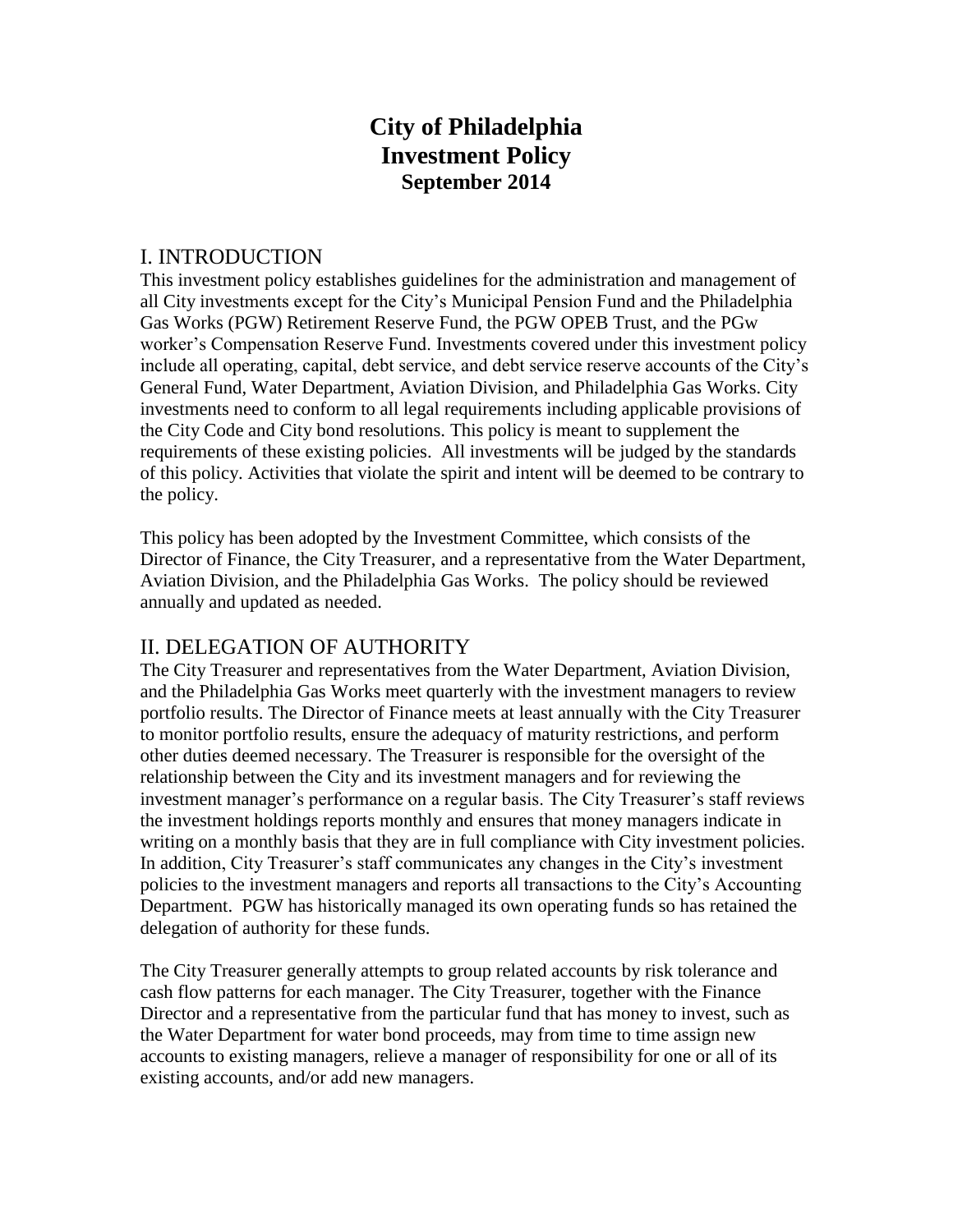# City of Philadelphia
# Investment Policy
### September 2014

## I. INTRODUCTION

This investment policy establishes guidelines for the administration and management of all City investments except for the City's Municipal Pension Fund and the Philadelphia Gas Works (PGW) Retirement Reserve Fund, the PGW OPEB Trust, and the PGw worker's Compensation Reserve Fund. Investments covered under this investment policy include all operating, capital, debt service, and debt service reserve accounts of the City's General Fund, Water Department, Aviation Division, and Philadelphia Gas Works. City investments need to conform to all legal requirements including applicable provisions of the City Code and City bond resolutions. This policy is meant to supplement the requirements of these existing policies. All investments will be judged by the standards of this policy. Activities that violate the spirit and intent will be deemed to be contrary to the policy.

This policy has been adopted by the Investment Committee, which consists of the Director of Finance, the City Treasurer, and a representative from the Water Department, Aviation Division, and the Philadelphia Gas Works. The policy should be reviewed annually and updated as needed.

## II. DELEGATION OF AUTHORITY

The City Treasurer and representatives from the Water Department, Aviation Division, and the Philadelphia Gas Works meet quarterly with the investment managers to review portfolio results. The Director of Finance meets at least annually with the City Treasurer to monitor portfolio results, ensure the adequacy of maturity restrictions, and perform other duties deemed necessary. The Treasurer is responsible for the oversight of the relationship between the City and its investment managers and for reviewing the investment manager's performance on a regular basis. The City Treasurer's staff reviews the investment holdings reports monthly and ensures that money managers indicate in writing on a monthly basis that they are in full compliance with City investment policies. In addition, City Treasurer's staff communicates any changes in the City's investment policies to the investment managers and reports all transactions to the City's Accounting Department. PGW has historically managed its own operating funds so has retained the delegation of authority for these funds.

The City Treasurer generally attempts to group related accounts by risk tolerance and cash flow patterns for each manager. The City Treasurer, together with the Finance Director and a representative from the particular fund that has money to invest, such as the Water Department for water bond proceeds, may from time to time assign new accounts to existing managers, relieve a manager of responsibility for one or all of its existing accounts, and/or add new managers.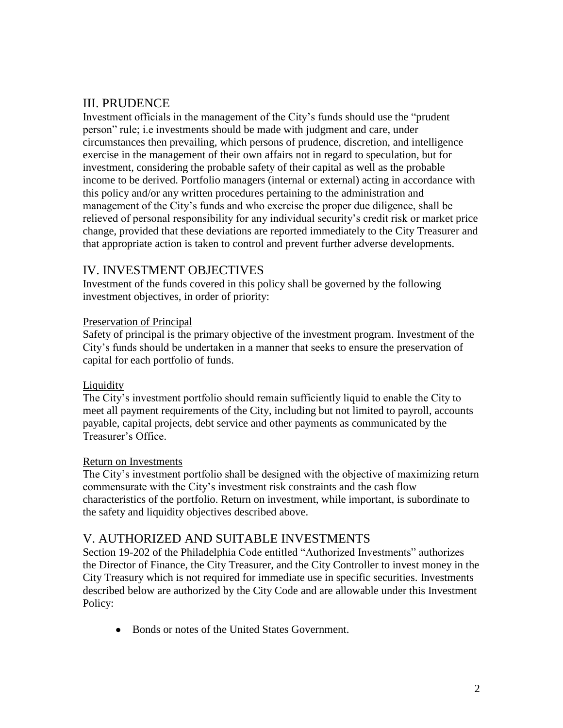## III. PRUDENCE

Investment officials in the management of the City's funds should use the "prudent person" rule; i.e investments should be made with judgment and care, under circumstances then prevailing, which persons of prudence, discretion, and intelligence exercise in the management of their own affairs not in regard to speculation, but for investment, considering the probable safety of their capital as well as the probable income to be derived. Portfolio managers (internal or external) acting in accordance with this policy and/or any written procedures pertaining to the administration and management of the City's funds and who exercise the proper due diligence, shall be relieved of personal responsibility for any individual security's credit risk or market price change, provided that these deviations are reported immediately to the City Treasurer and that appropriate action is taken to control and prevent further adverse developments.

## IV. INVESTMENT OBJECTIVES

Investment of the funds covered in this policy shall be governed by the following investment objectives, in order of priority:

Preservation of Principal

Safety of principal is the primary objective of the investment program. Investment of the City's funds should be undertaken in a manner that seeks to ensure the preservation of capital for each portfolio of funds.

Liquidity

The City's investment portfolio should remain sufficiently liquid to enable the City to meet all payment requirements of the City, including but not limited to payroll, accounts payable, capital projects, debt service and other payments as communicated by the Treasurer's Office.

Return on Investments

The City's investment portfolio shall be designed with the objective of maximizing return commensurate with the City's investment risk constraints and the cash flow characteristics of the portfolio. Return on investment, while important, is subordinate to the safety and liquidity objectives described above.

## V. AUTHORIZED AND SUITABLE INVESTMENTS

Section 19-202 of the Philadelphia Code entitled "Authorized Investments" authorizes the Director of Finance, the City Treasurer, and the City Controller to invest money in the City Treasury which is not required for immediate use in specific securities. Investments described below are authorized by the City Code and are allowable under this Investment Policy:

- Bonds or notes of the United States Government.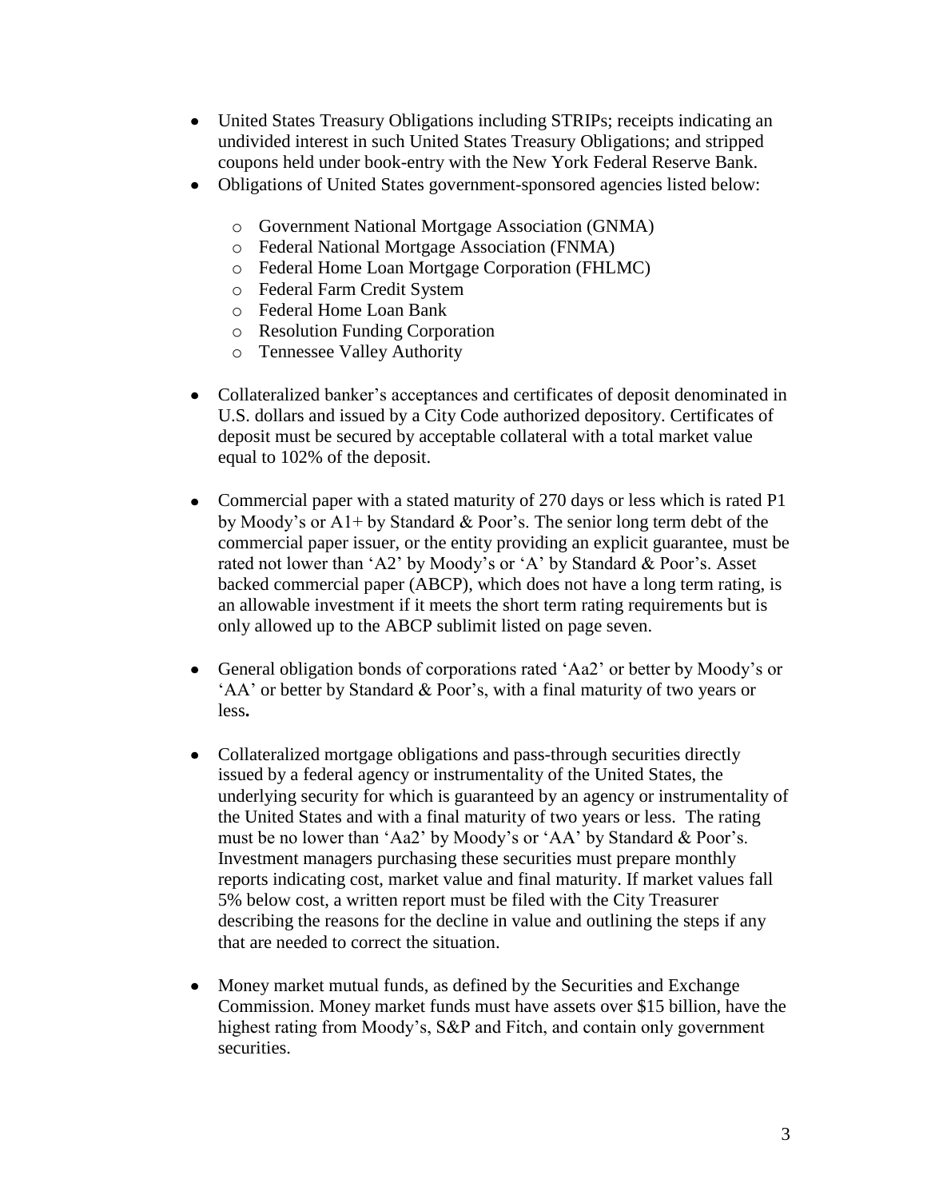- United States Treasury Obligations including STRIPs; receipts indicating an undivided interest in such United States Treasury Obligations; and stripped coupons held under book-entry with the New York Federal Reserve Bank.
- Obligations of United States government-sponsored agencies listed below:
  - Government National Mortgage Association (GNMA)
  - Federal National Mortgage Association (FNMA)
  - Federal Home Loan Mortgage Corporation (FHLMC)
  - Federal Farm Credit System
  - Federal Home Loan Bank
  - Resolution Funding Corporation
  - Tennessee Valley Authority
- Collateralized banker's acceptances and certificates of deposit denominated in U.S. dollars and issued by a City Code authorized depository. Certificates of deposit must be secured by acceptable collateral with a total market value equal to 102% of the deposit.
- Commercial paper with a stated maturity of 270 days or less which is rated P1 by Moody's or A1+ by Standard & Poor's. The senior long term debt of the commercial paper issuer, or the entity providing an explicit guarantee, must be rated not lower than 'A2' by Moody's or 'A' by Standard & Poor's. Asset backed commercial paper (ABCP), which does not have a long term rating, is an allowable investment if it meets the short term rating requirements but is only allowed up to the ABCP sublimit listed on page seven.
- General obligation bonds of corporations rated 'Aa2' or better by Moody's or 'AA' or better by Standard & Poor's, with a final maturity of two years or less**.**
- Collateralized mortgage obligations and pass-through securities directly issued by a federal agency or instrumentality of the United States, the underlying security for which is guaranteed by an agency or instrumentality of the United States and with a final maturity of two years or less. The rating must be no lower than 'Aa2' by Moody's or 'AA' by Standard & Poor's. Investment managers purchasing these securities must prepare monthly reports indicating cost, market value and final maturity. If market values fall 5% below cost, a written report must be filed with the City Treasurer describing the reasons for the decline in value and outlining the steps if any that are needed to correct the situation.
- Money market mutual funds, as defined by the Securities and Exchange Commission. Money market funds must have assets over $15 billion, have the highest rating from Moody's, S&P and Fitch, and contain only government securities.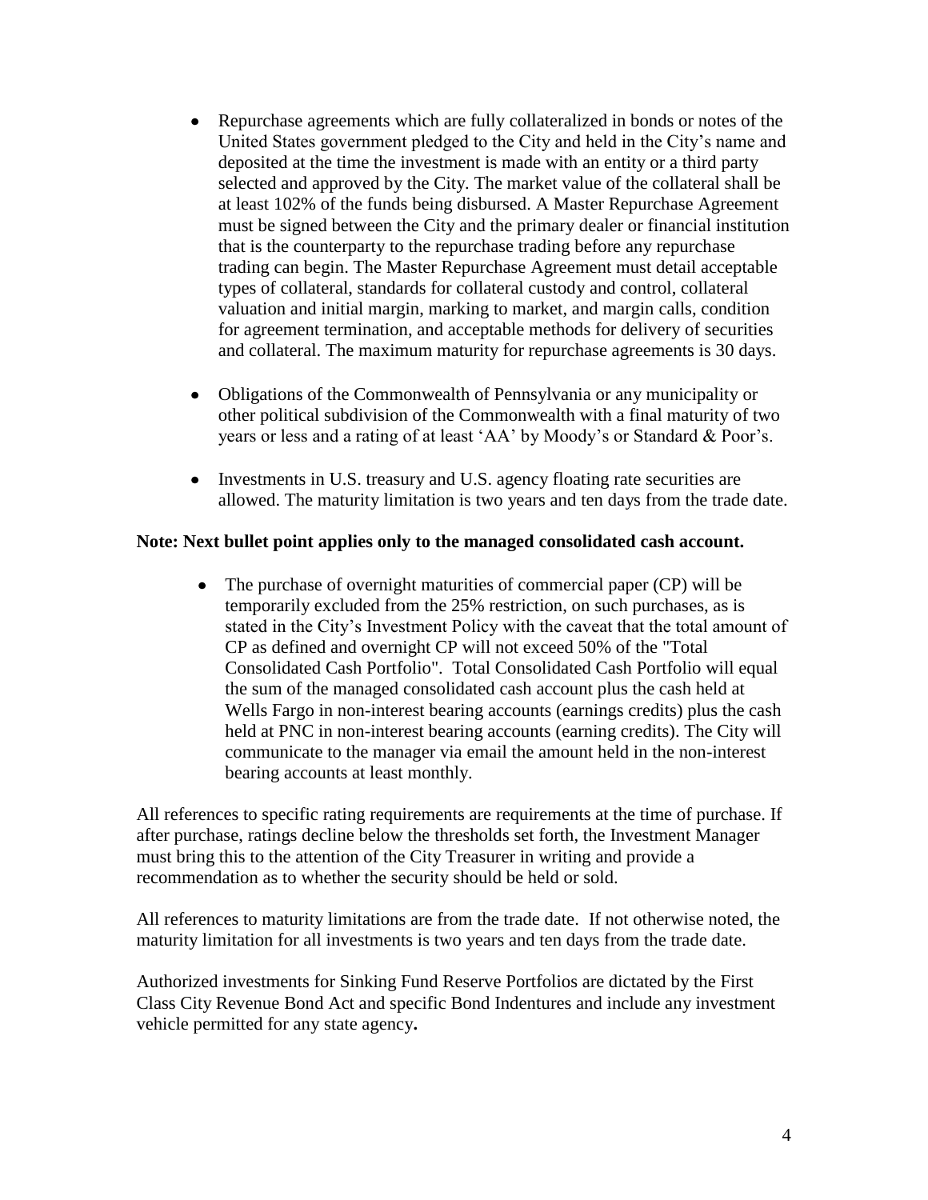- Repurchase agreements which are fully collateralized in bonds or notes of the United States government pledged to the City and held in the City's name and deposited at the time the investment is made with an entity or a third party selected and approved by the City. The market value of the collateral shall be at least 102% of the funds being disbursed. A Master Repurchase Agreement must be signed between the City and the primary dealer or financial institution that is the counterparty to the repurchase trading before any repurchase trading can begin. The Master Repurchase Agreement must detail acceptable types of collateral, standards for collateral custody and control, collateral valuation and initial margin, marking to market, and margin calls, condition for agreement termination, and acceptable methods for delivery of securities and collateral. The maximum maturity for repurchase agreements is 30 days.

- Obligations of the Commonwealth of Pennsylvania or any municipality or other political subdivision of the Commonwealth with a final maturity of two years or less and a rating of at least 'AA' by Moody's or Standard & Poor's.

- Investments in U.S. treasury and U.S. agency floating rate securities are allowed. The maturity limitation is two years and ten days from the trade date.

**Note: Next bullet point applies only to the managed consolidated cash account.**

- The purchase of overnight maturities of commercial paper (CP) will be temporarily excluded from the 25% restriction, on such purchases, as is stated in the City's Investment Policy with the caveat that the total amount of CP as defined and overnight CP will not exceed 50% of the "Total Consolidated Cash Portfolio". Total Consolidated Cash Portfolio will equal the sum of the managed consolidated cash account plus the cash held at Wells Fargo in non-interest bearing accounts (earnings credits) plus the cash held at PNC in non-interest bearing accounts (earning credits). The City will communicate to the manager via email the amount held in the non-interest bearing accounts at least monthly.

All references to specific rating requirements are requirements at the time of purchase. If after purchase, ratings decline below the thresholds set forth, the Investment Manager must bring this to the attention of the City Treasurer in writing and provide a recommendation as to whether the security should be held or sold.

All references to maturity limitations are from the trade date. If not otherwise noted, the maturity limitation for all investments is two years and ten days from the trade date.

Authorized investments for Sinking Fund Reserve Portfolios are dictated by the First Class City Revenue Bond Act and specific Bond Indentures and include any investment vehicle permitted for any state agency.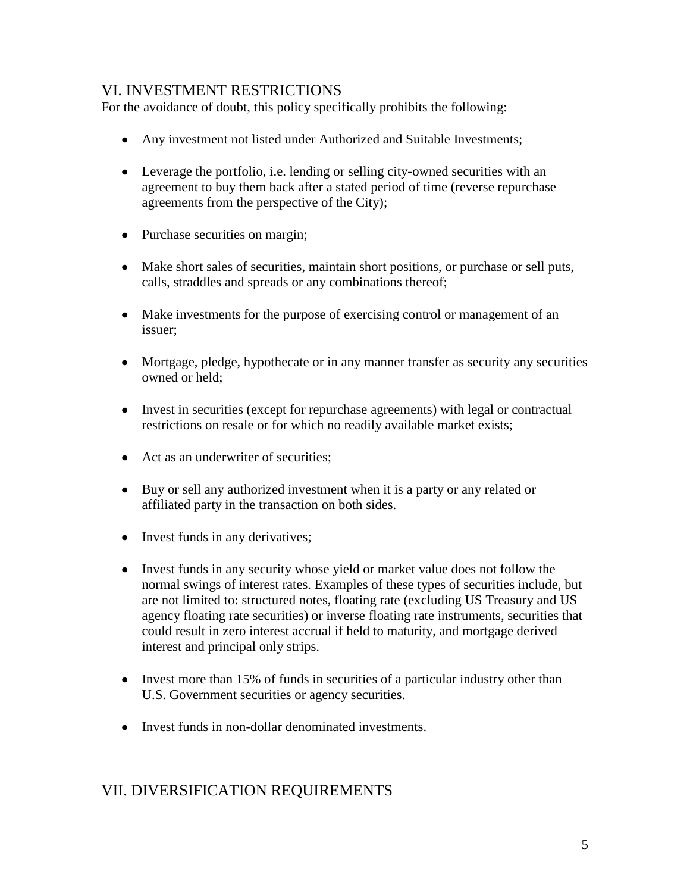## VI. INVESTMENT RESTRICTIONS

For the avoidance of doubt, this policy specifically prohibits the following:

- Any investment not listed under Authorized and Suitable Investments;
- Leverage the portfolio, i.e. lending or selling city-owned securities with an agreement to buy them back after a stated period of time (reverse repurchase agreements from the perspective of the City);
- Purchase securities on margin;
- Make short sales of securities, maintain short positions, or purchase or sell puts, calls, straddles and spreads or any combinations thereof;
- Make investments for the purpose of exercising control or management of an issuer;
- Mortgage, pledge, hypothecate or in any manner transfer as security any securities owned or held;
- Invest in securities (except for repurchase agreements) with legal or contractual restrictions on resale or for which no readily available market exists;
- Act as an underwriter of securities;
- Buy or sell any authorized investment when it is a party or any related or affiliated party in the transaction on both sides.
- Invest funds in any derivatives;
- Invest funds in any security whose yield or market value does not follow the normal swings of interest rates. Examples of these types of securities include, but are not limited to: structured notes, floating rate (excluding US Treasury and US agency floating rate securities) or inverse floating rate instruments, securities that could result in zero interest accrual if held to maturity, and mortgage derived interest and principal only strips.
- Invest more than 15% of funds in securities of a particular industry other than U.S. Government securities or agency securities.
- Invest funds in non-dollar denominated investments.

## VII. DIVERSIFICATION REQUIREMENTS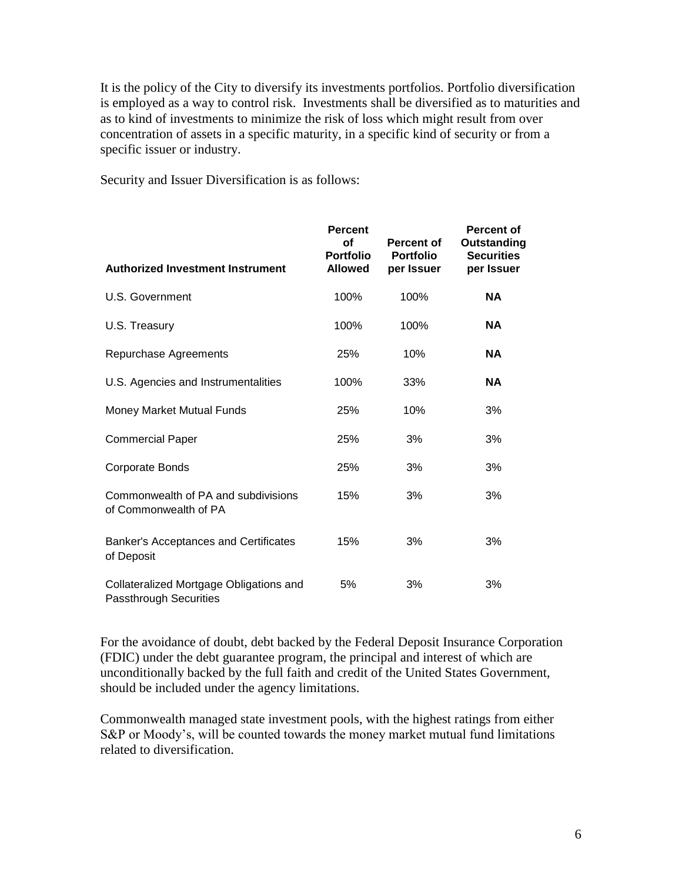It is the policy of the City to diversify its investments portfolios. Portfolio diversification is employed as a way to control risk. Investments shall be diversified as to maturities and as to kind of investments to minimize the risk of loss which might result from over concentration of assets in a specific maturity, in a specific kind of security or from a specific issuer or industry.

Security and Issuer Diversification is as follows:

| Authorized Investment Instrument | Percent of Portfolio Allowed | Percent of Portfolio per Issuer | Percent of Outstanding Securities per Issuer |
|---|---|---|---|
| U.S. Government | 100% | 100% | **NA** |
| U.S. Treasury | 100% | 100% | **NA** |
| Repurchase Agreements | 25% | 10% | **NA** |
| U.S. Agencies and Instrumentalities | 100% | 33% | **NA** |
| Money Market Mutual Funds | 25% | 10% | 3% |
| Commercial Paper | 25% | 3% | 3% |
| Corporate Bonds | 25% | 3% | 3% |
| Commonwealth of PA and subdivisions of Commonwealth of PA | 15% | 3% | 3% |
| Banker's Acceptances and Certificates of Deposit | 15% | 3% | 3% |
| Collateralized Mortgage Obligations and Passthrough Securities | 5% | 3% | 3% |

For the avoidance of doubt, debt backed by the Federal Deposit Insurance Corporation (FDIC) under the debt guarantee program, the principal and interest of which are unconditionally backed by the full faith and credit of the United States Government, should be included under the agency limitations.

Commonwealth managed state investment pools, with the highest ratings from either S&P or Moody's, will be counted towards the money market mutual fund limitations related to diversification.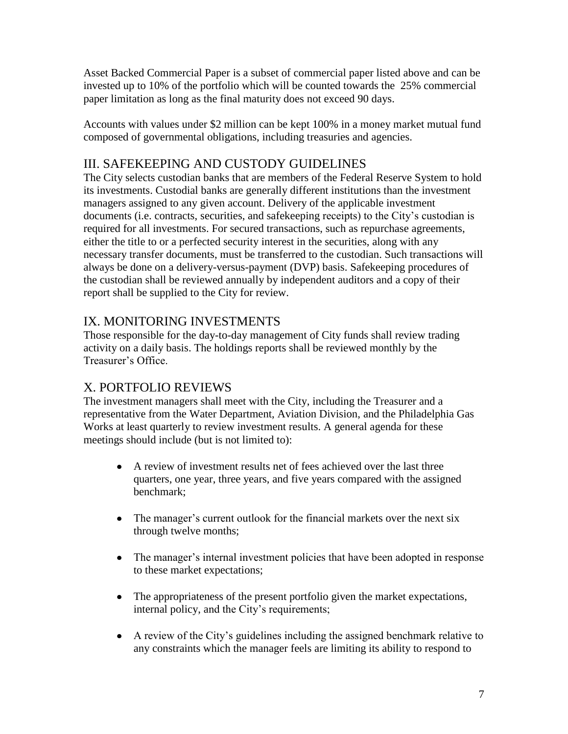Asset Backed Commercial Paper is a subset of commercial paper listed above and can be invested up to 10% of the portfolio which will be counted towards the 25% commercial paper limitation as long as the final maturity does not exceed 90 days.

Accounts with values under $2 million can be kept 100% in a money market mutual fund composed of governmental obligations, including treasuries and agencies.

## III. SAFEKEEPING AND CUSTODY GUIDELINES

The City selects custodian banks that are members of the Federal Reserve System to hold its investments. Custodial banks are generally different institutions than the investment managers assigned to any given account. Delivery of the applicable investment documents (i.e. contracts, securities, and safekeeping receipts) to the City's custodian is required for all investments. For secured transactions, such as repurchase agreements, either the title to or a perfected security interest in the securities, along with any necessary transfer documents, must be transferred to the custodian. Such transactions will always be done on a delivery-versus-payment (DVP) basis. Safekeeping procedures of the custodian shall be reviewed annually by independent auditors and a copy of their report shall be supplied to the City for review.

## IX. MONITORING INVESTMENTS

Those responsible for the day-to-day management of City funds shall review trading activity on a daily basis. The holdings reports shall be reviewed monthly by the Treasurer's Office.

## X. PORTFOLIO REVIEWS

The investment managers shall meet with the City, including the Treasurer and a representative from the Water Department, Aviation Division, and the Philadelphia Gas Works at least quarterly to review investment results. A general agenda for these meetings should include (but is not limited to):

- A review of investment results net of fees achieved over the last three quarters, one year, three years, and five years compared with the assigned benchmark;
- The manager's current outlook for the financial markets over the next six through twelve months;
- The manager's internal investment policies that have been adopted in response to these market expectations;
- The appropriateness of the present portfolio given the market expectations, internal policy, and the City's requirements;
- A review of the City's guidelines including the assigned benchmark relative to any constraints which the manager feels are limiting its ability to respond to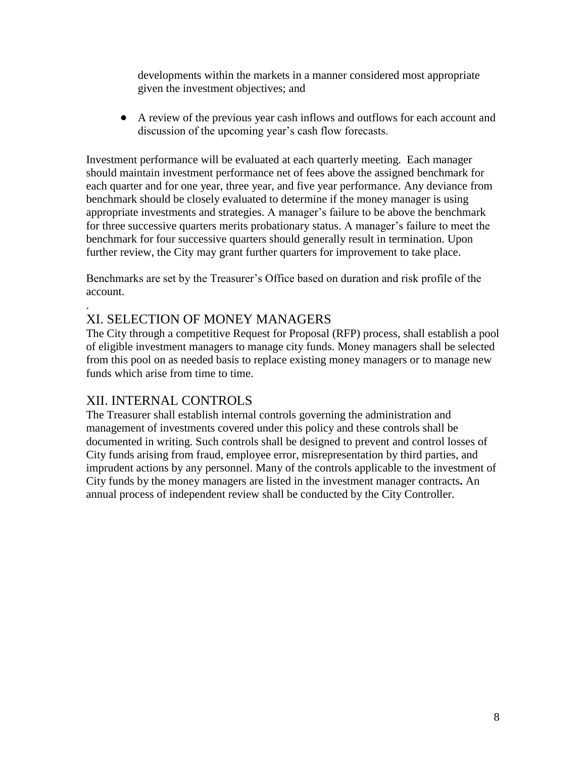developments within the markets in a manner considered most appropriate given the investment objectives; and

- A review of the previous year cash inflows and outflows for each account and discussion of the upcoming year's cash flow forecasts.

Investment performance will be evaluated at each quarterly meeting. Each manager should maintain investment performance net of fees above the assigned benchmark for each quarter and for one year, three year, and five year performance. Any deviance from benchmark should be closely evaluated to determine if the money manager is using appropriate investments and strategies. A manager's failure to be above the benchmark for three successive quarters merits probationary status. A manager's failure to meet the benchmark for four successive quarters should generally result in termination. Upon further review, the City may grant further quarters for improvement to take place.

Benchmarks are set by the Treasurer's Office based on duration and risk profile of the account.

.

## XI. SELECTION OF MONEY MANAGERS

The City through a competitive Request for Proposal (RFP) process, shall establish a pool of eligible investment managers to manage city funds. Money managers shall be selected from this pool on as needed basis to replace existing money managers or to manage new funds which arise from time to time.

## XII. INTERNAL CONTROLS

The Treasurer shall establish internal controls governing the administration and management of investments covered under this policy and these controls shall be documented in writing. Such controls shall be designed to prevent and control losses of City funds arising from fraud, employee error, misrepresentation by third parties, and imprudent actions by any personnel. Many of the controls applicable to the investment of City funds by the money managers are listed in the investment manager contracts**.** An annual process of independent review shall be conducted by the City Controller.